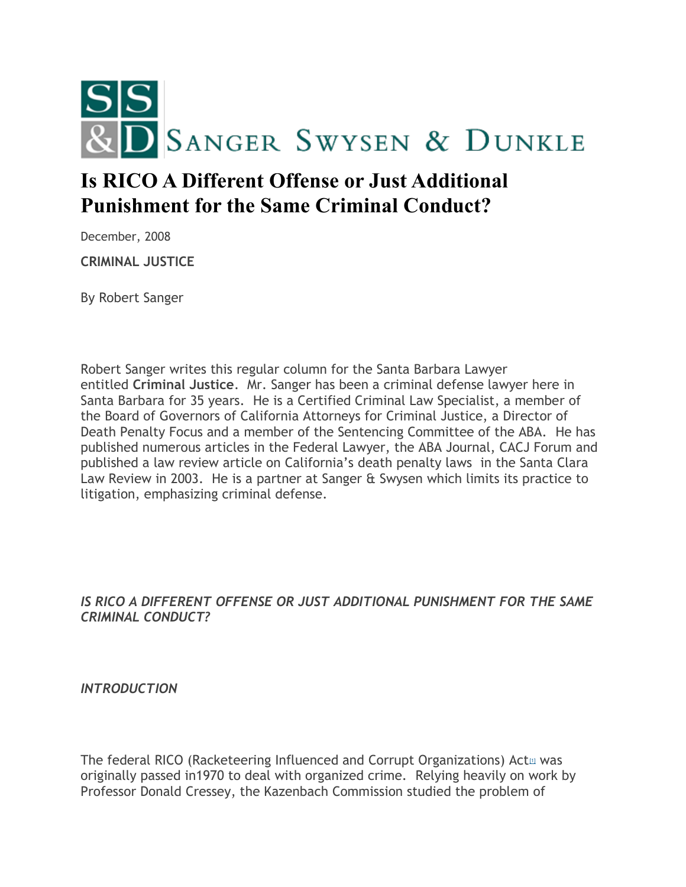# SANGER SWYSEN & DUNKLE

# Is RICO A Different Offense or Just Additional Punishment for the Same Criminal Conduct?

December, 2008

**CRIMINAL JUSTICE**

By Robert Sanger

Robert Sanger writes this regular column for the Santa Barbara Lawyer entitled **Criminal Justice**. Mr. Sanger has been a criminal defense lawyer here in Santa Barbara for 35 years. He is a Certified Criminal Law Specialist, a member of the Board of Governors of California Attorneys for Criminal Justice, a Director of Death Penalty Focus and a member of the Sentencing Committee of the ABA. He has published numerous articles in the Federal Lawyer, the ABA Journal, CACJ Forum and published a law review article on California's death penalty laws in the Santa Clara Law Review in 2003. He is a partner at Sanger & Swysen which limits its practice to litigation, emphasizing criminal defense.

*IS RICO A DIFFERENT OFFENSE OR JUST ADDITIONAL PUNISHMENT FOR THE SAME CRIMINAL CONDUCT?*

*INTRODUCTION*

The federal RICO (Racketeering Influenced and Corrupt Organizations) Act[1] was originally passed in1970 to deal with organized crime. Relying heavily on work by Professor Donald Cressey, the Kazenbach Commission studied the problem of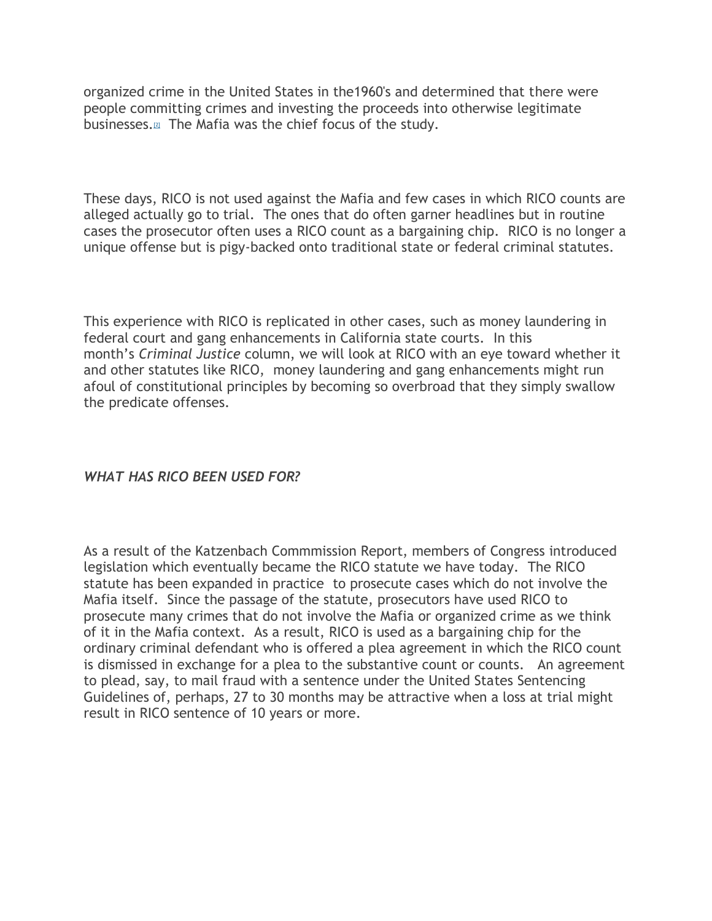organized crime in the United States in the1960's and determined that there were people committing crimes and investing the proceeds into otherwise legitimate businesses.[2] The Mafia was the chief focus of the study.

These days, RICO is not used against the Mafia and few cases in which RICO counts are alleged actually go to trial. The ones that do often garner headlines but in routine cases the prosecutor often uses a RICO count as a bargaining chip. RICO is no longer a unique offense but is pigy-backed onto traditional state or federal criminal statutes.

This experience with RICO is replicated in other cases, such as money laundering in federal court and gang enhancements in California state courts. In this month's *Criminal Justice* column, we will look at RICO with an eye toward whether it and other statutes like RICO, money laundering and gang enhancements might run afoul of constitutional principles by becoming so overbroad that they simply swallow the predicate offenses.

### *WHAT HAS RICO BEEN USED FOR?*

As a result of the Katzenbach Commmission Report, members of Congress introduced legislation which eventually became the RICO statute we have today. The RICO statute has been expanded in practice to prosecute cases which do not involve the Mafia itself. Since the passage of the statute, prosecutors have used RICO to prosecute many crimes that do not involve the Mafia or organized crime as we think of it in the Mafia context. As a result, RICO is used as a bargaining chip for the ordinary criminal defendant who is offered a plea agreement in which the RICO count is dismissed in exchange for a plea to the substantive count or counts. An agreement to plead, say, to mail fraud with a sentence under the United States Sentencing Guidelines of, perhaps, 27 to 30 months may be attractive when a loss at trial might result in RICO sentence of 10 years or more.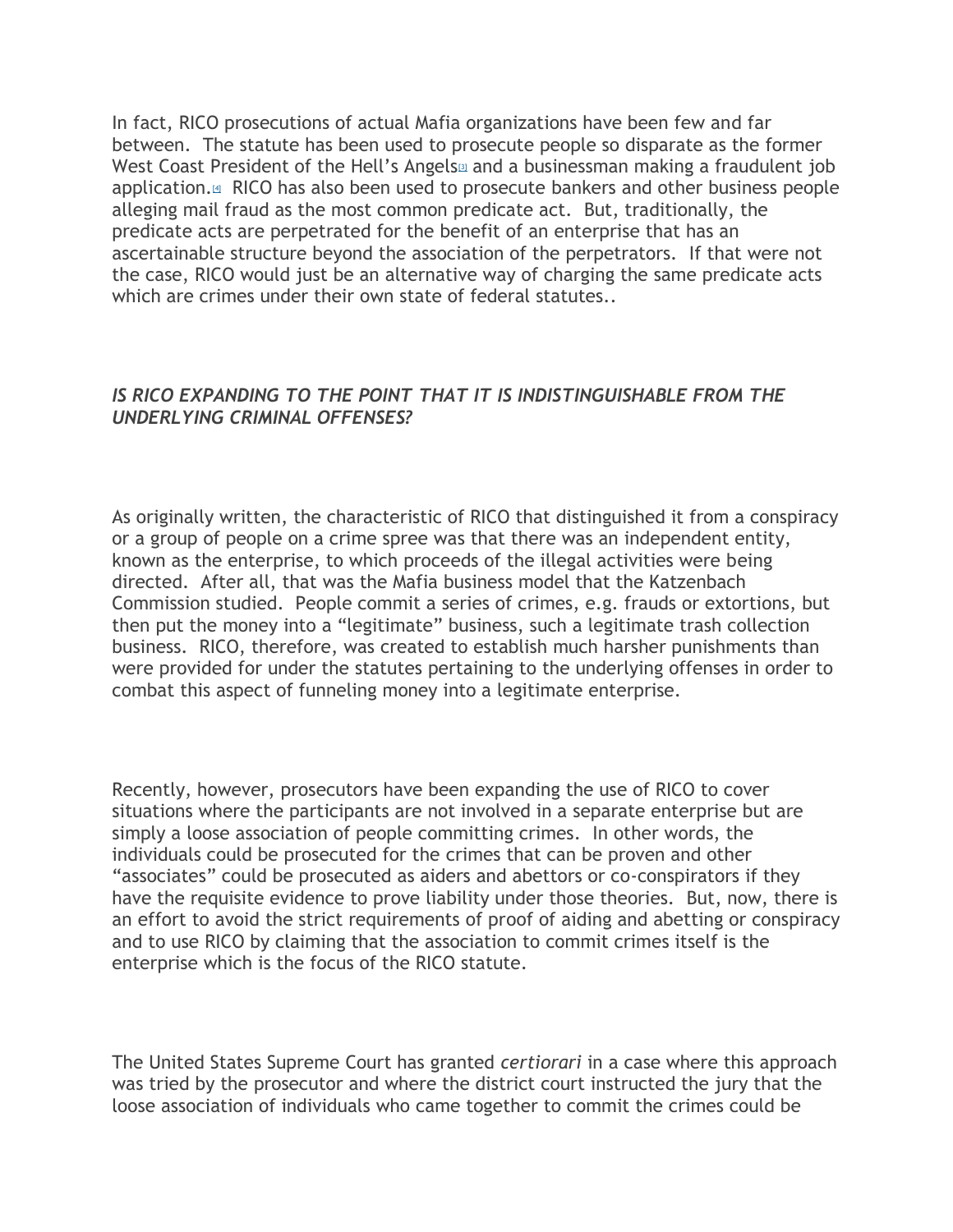In fact, RICO prosecutions of actual Mafia organizations have been few and far between. The statute has been used to prosecute people so disparate as the former West Coast President of the Hell's Angels[3] and a businessman making a fraudulent job application.[4] RICO has also been used to prosecute bankers and other business people alleging mail fraud as the most common predicate act. But, traditionally, the predicate acts are perpetrated for the benefit of an enterprise that has an ascertainable structure beyond the association of the perpetrators. If that were not the case, RICO would just be an alternative way of charging the same predicate acts which are crimes under their own state of federal statutes..

***IS RICO EXPANDING TO THE POINT THAT IT IS INDISTINGUISHABLE FROM THE UNDERLYING CRIMINAL OFFENSES?***

As originally written, the characteristic of RICO that distinguished it from a conspiracy or a group of people on a crime spree was that there was an independent entity, known as the enterprise, to which proceeds of the illegal activities were being directed. After all, that was the Mafia business model that the Katzenbach Commission studied. People commit a series of crimes, e.g. frauds or extortions, but then put the money into a "legitimate" business, such a legitimate trash collection business. RICO, therefore, was created to establish much harsher punishments than were provided for under the statutes pertaining to the underlying offenses in order to combat this aspect of funneling money into a legitimate enterprise.

Recently, however, prosecutors have been expanding the use of RICO to cover situations where the participants are not involved in a separate enterprise but are simply a loose association of people committing crimes. In other words, the individuals could be prosecuted for the crimes that can be proven and other "associates" could be prosecuted as aiders and abettors or co-conspirators if they have the requisite evidence to prove liability under those theories. But, now, there is an effort to avoid the strict requirements of proof of aiding and abetting or conspiracy and to use RICO by claiming that the association to commit crimes itself is the enterprise which is the focus of the RICO statute.

The United States Supreme Court has granted *certiorari* in a case where this approach was tried by the prosecutor and where the district court instructed the jury that the loose association of individuals who came together to commit the crimes could be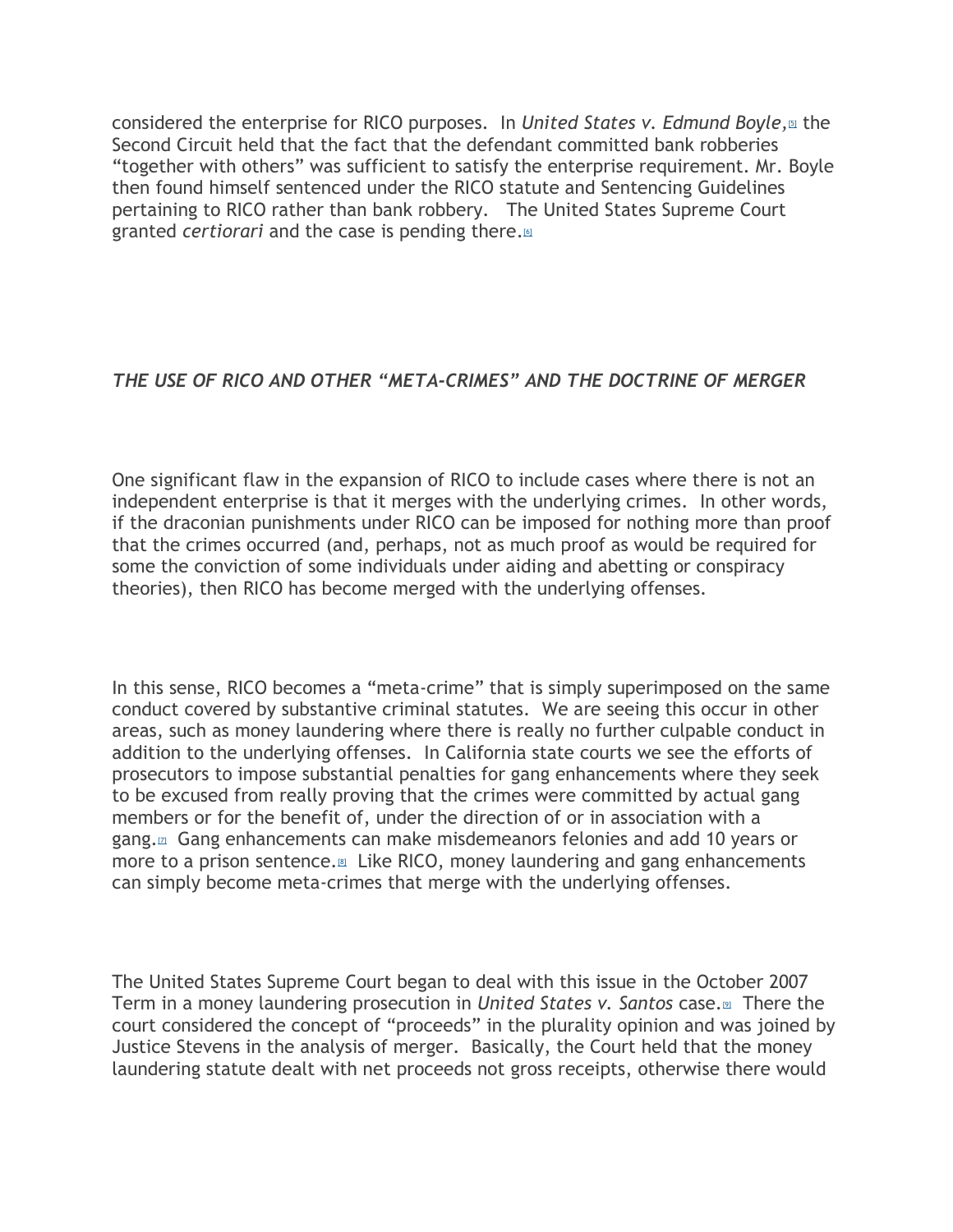considered the enterprise for RICO purposes. In *United States v. Edmund Boyle*,[5] the Second Circuit held that the fact that the defendant committed bank robberies "together with others" was sufficient to satisfy the enterprise requirement. Mr. Boyle then found himself sentenced under the RICO statute and Sentencing Guidelines pertaining to RICO rather than bank robbery. The United States Supreme Court granted *certiorari* and the case is pending there.[6]

### *THE USE OF RICO AND OTHER "META-CRIMES" AND THE DOCTRINE OF MERGER*

One significant flaw in the expansion of RICO to include cases where there is not an independent enterprise is that it merges with the underlying crimes. In other words, if the draconian punishments under RICO can be imposed for nothing more than proof that the crimes occurred (and, perhaps, not as much proof as would be required for some the conviction of some individuals under aiding and abetting or conspiracy theories), then RICO has become merged with the underlying offenses.

In this sense, RICO becomes a "meta-crime" that is simply superimposed on the same conduct covered by substantive criminal statutes. We are seeing this occur in other areas, such as money laundering where there is really no further culpable conduct in addition to the underlying offenses. In California state courts we see the efforts of prosecutors to impose substantial penalties for gang enhancements where they seek to be excused from really proving that the crimes were committed by actual gang members or for the benefit of, under the direction of or in association with a gang.[7] Gang enhancements can make misdemeanors felonies and add 10 years or more to a prison sentence.[8] Like RICO, money laundering and gang enhancements can simply become meta-crimes that merge with the underlying offenses.

The United States Supreme Court began to deal with this issue in the October 2007 Term in a money laundering prosecution in *United States v. Santos* case.[9] There the court considered the concept of "proceeds" in the plurality opinion and was joined by Justice Stevens in the analysis of merger. Basically, the Court held that the money laundering statute dealt with net proceeds not gross receipts, otherwise there would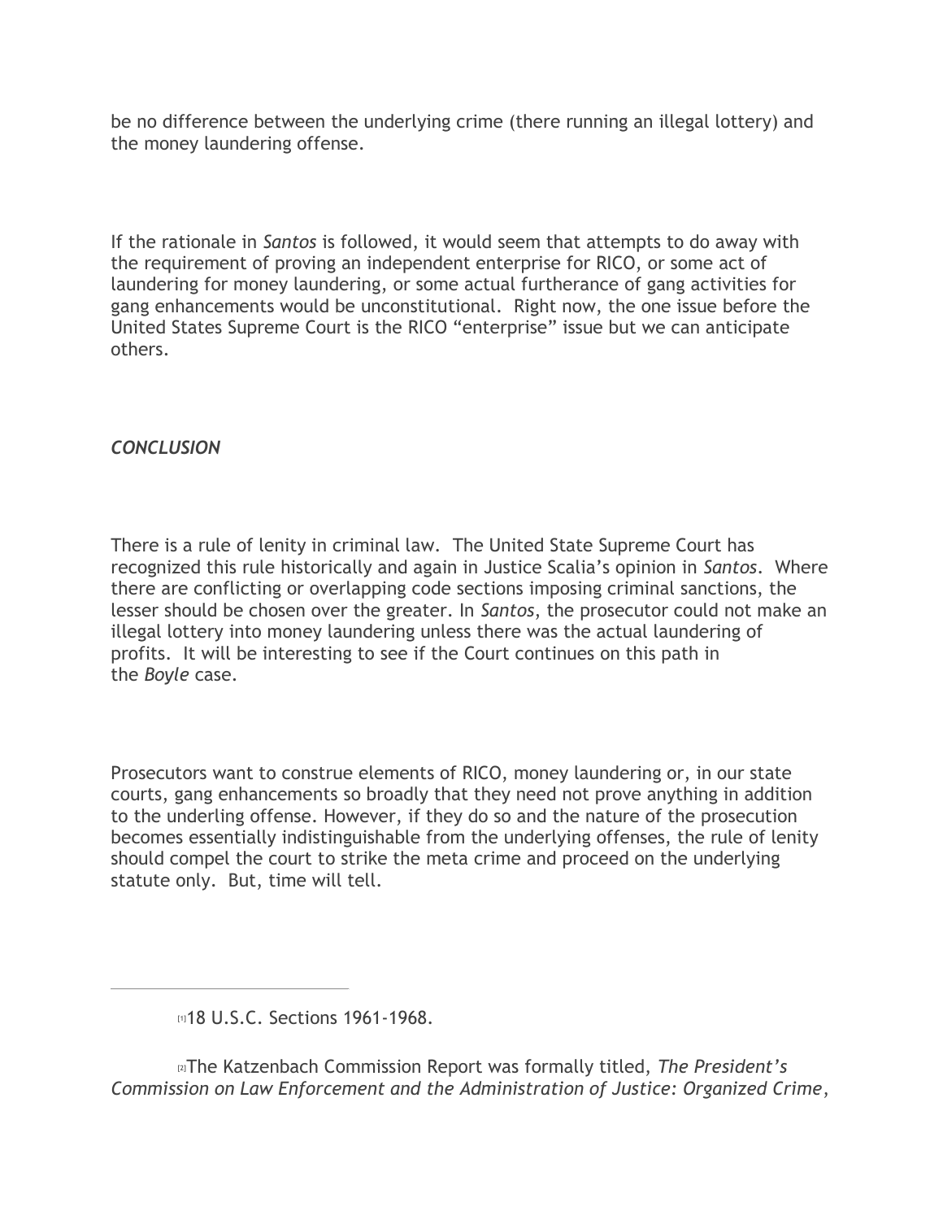be no difference between the underlying crime (there running an illegal lottery) and the money laundering offense.

If the rationale in *Santos* is followed, it would seem that attempts to do away with the requirement of proving an independent enterprise for RICO, or some act of laundering for money laundering, or some actual furtherance of gang activities for gang enhancements would be unconstitutional. Right now, the one issue before the United States Supreme Court is the RICO "enterprise" issue but we can anticipate others.

***CONCLUSION***

There is a rule of lenity in criminal law. The United State Supreme Court has recognized this rule historically and again in Justice Scalia's opinion in *Santos*. Where there are conflicting or overlapping code sections imposing criminal sanctions, the lesser should be chosen over the greater. In *Santos*, the prosecutor could not make an illegal lottery into money laundering unless there was the actual laundering of profits. It will be interesting to see if the Court continues on this path in the *Boyle* case.

Prosecutors want to construe elements of RICO, money laundering or, in our state courts, gang enhancements so broadly that they need not prove anything in addition to the underling offense. However, if they do so and the nature of the prosecution becomes essentially indistinguishable from the underlying offenses, the rule of lenity should compel the court to strike the meta crime and proceed on the underlying statute only. But, time will tell.

---

[1] 18 U.S.C. Sections 1961-1968.

[2] The Katzenbach Commission Report was formally titled, *The President's Commission on Law Enforcement and the Administration of Justice: Organized Crime*,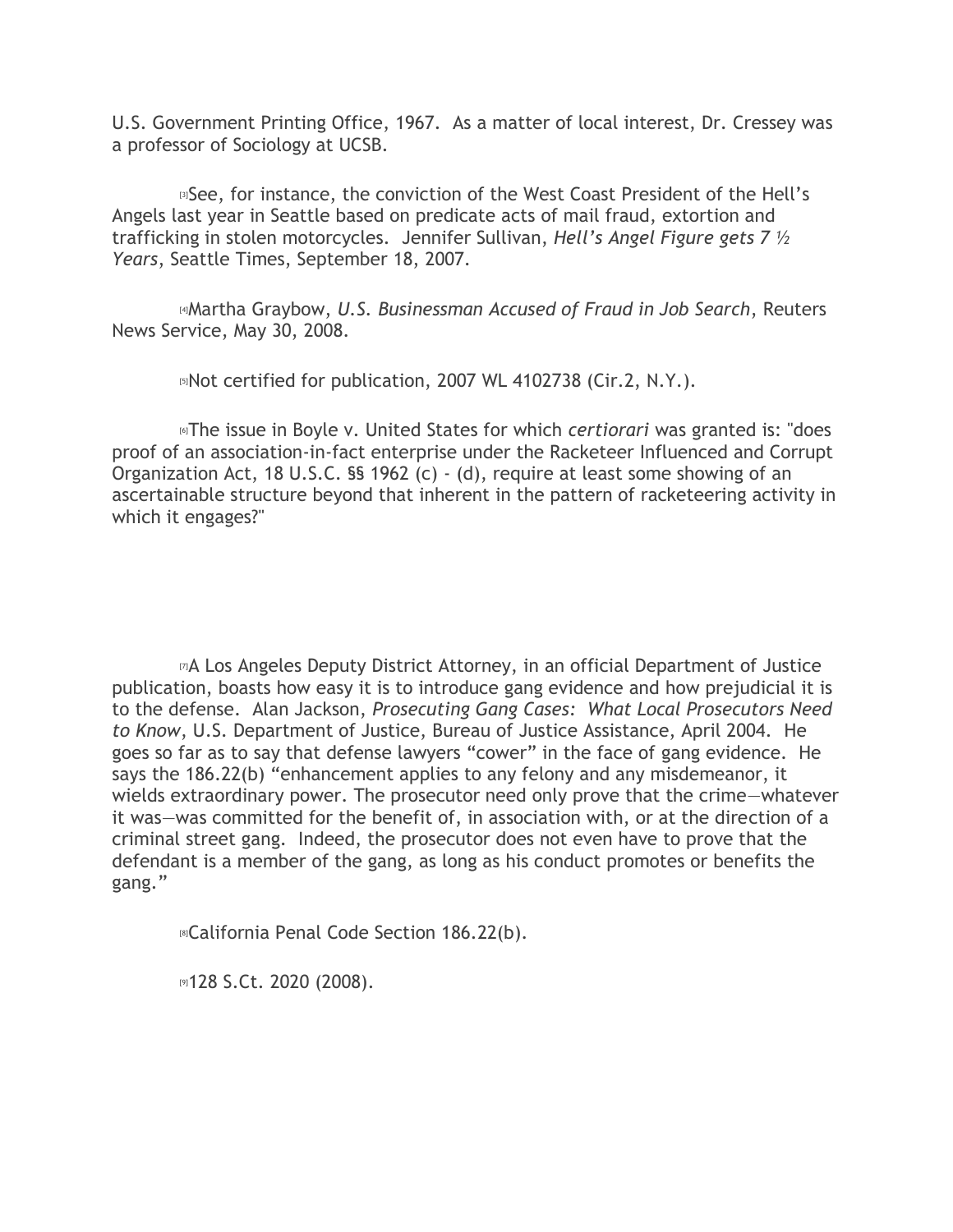U.S. Government Printing Office, 1967. As a matter of local interest, Dr. Cressey was a professor of Sociology at UCSB.

[3]See, for instance, the conviction of the West Coast President of the Hell's Angels last year in Seattle based on predicate acts of mail fraud, extortion and trafficking in stolen motorcycles. Jennifer Sullivan, *Hell's Angel Figure gets 7 ½ Years*, Seattle Times, September 18, 2007.

[4]Martha Graybow, *U.S. Businessman Accused of Fraud in Job Search*, Reuters News Service, May 30, 2008.

[5]Not certified for publication, 2007 WL 4102738 (Cir.2, N.Y.).

[6]The issue in Boyle v. United States for which *certiorari* was granted is: "does proof of an association-in-fact enterprise under the Racketeer Influenced and Corrupt Organization Act, 18 U.S.C. §§ 1962 (c) - (d), require at least some showing of an ascertainable structure beyond that inherent in the pattern of racketeering activity in which it engages?"

[7]A Los Angeles Deputy District Attorney, in an official Department of Justice publication, boasts how easy it is to introduce gang evidence and how prejudicial it is to the defense. Alan Jackson, *Prosecuting Gang Cases: What Local Prosecutors Need to Know*, U.S. Department of Justice, Bureau of Justice Assistance, April 2004. He goes so far as to say that defense lawyers "cower" in the face of gang evidence. He says the 186.22(b) "enhancement applies to any felony and any misdemeanor, it wields extraordinary power. The prosecutor need only prove that the crime—whatever it was—was committed for the benefit of, in association with, or at the direction of a criminal street gang. Indeed, the prosecutor does not even have to prove that the defendant is a member of the gang, as long as his conduct promotes or benefits the gang."

[8]California Penal Code Section 186.22(b).

[9]128 S.Ct. 2020 (2008).